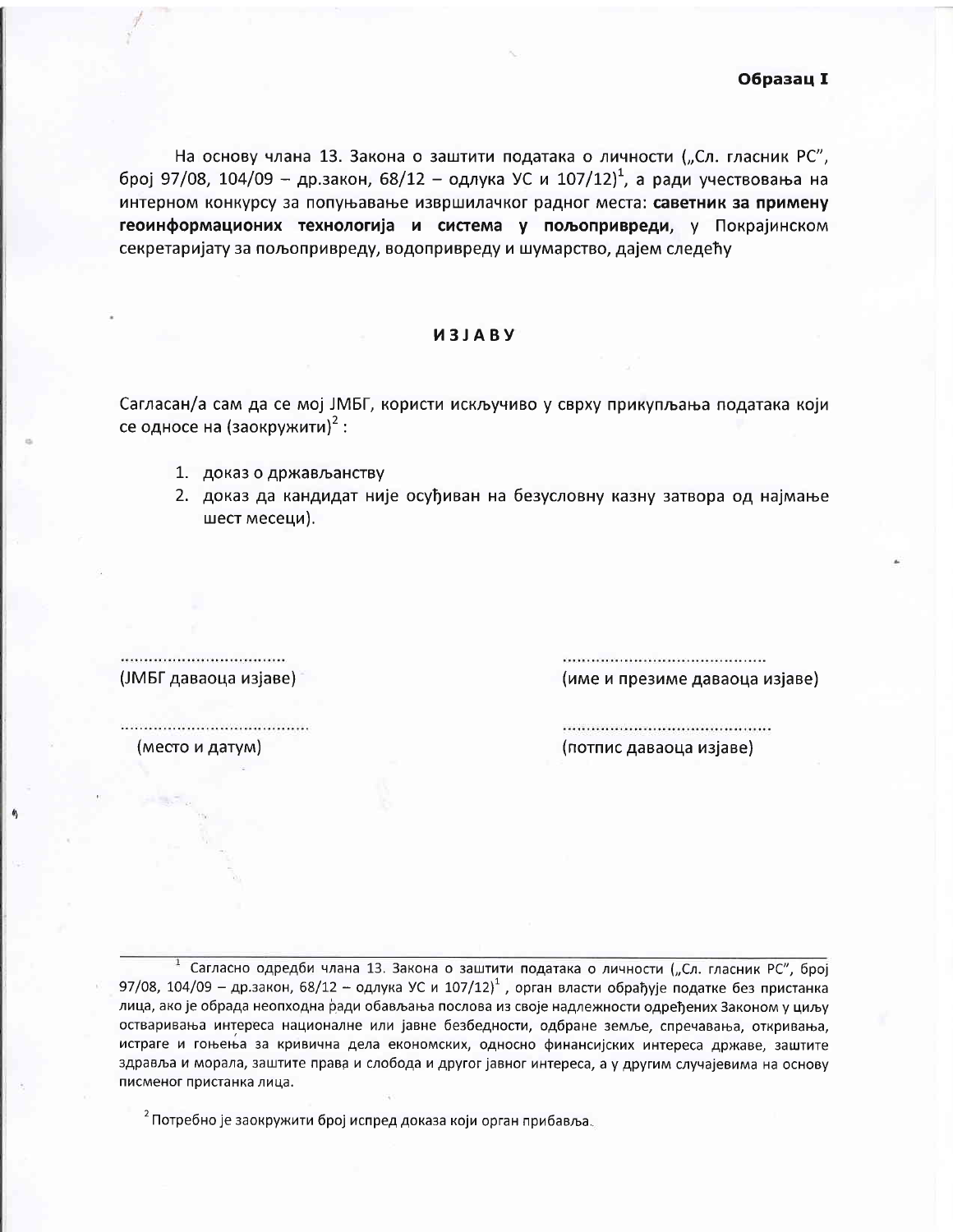**Образац I**

На основу члана 13. Закона о заштити података о личности („Сл. гласник РС", број 97/08, 104/09 – др.закон, 68/12 – одлука УС и 107/12)[1], а ради учествовања на интерном конкурсу за попуњавање извршилачког радног места: **саветник за примену геоинформационих технологија и система у пољопривреди**, у Покрајинском секретаријату за пољопривреду, водопривреду и шумарство, дајем следећу

## ИЗЈАВУ

Сагласан/а сам да се мој ЈМБГ, користи искључиво у сврху прикупљања података који се односе на (заокружити)[2] :

1. доказ о држављанству
2. доказ да кандидат није осуђиван на безусловну казну затвора од најмање шест месеци).

| | |
|---|---|
| ................................ | ........................................ |
| (ЈМБГ даваоца изјаве) | (име и презиме даваоца изјаве) |
| ...................................... | .......................................... |
| (место и датум) | (потпис даваоца изјаве) |

---

[1] Сагласно одредби члана 13. Закона о заштити података о личности („Сл. гласник РС", број 97/08, 104/09 – др.закон, 68/12 – одлука УС и 107/12)[1] , орган власти обрађује податке без пристанка лица, ако је обрада неопходна ради обављања послова из своје надлежности одређених Законом у циљу остваривања интереса националне или јавне безбедности, одбране земље, спречавања, откривања, истраге и гоњења за кривична дела економских, односно финансијских интереса државе, заштите здравља и морала, заштите права и слобода и другог јавног интереса, а у другим случајевима на основу писменог пристанка лица.

[2] Потребно је заокружити број испред доказа који орган прибавља.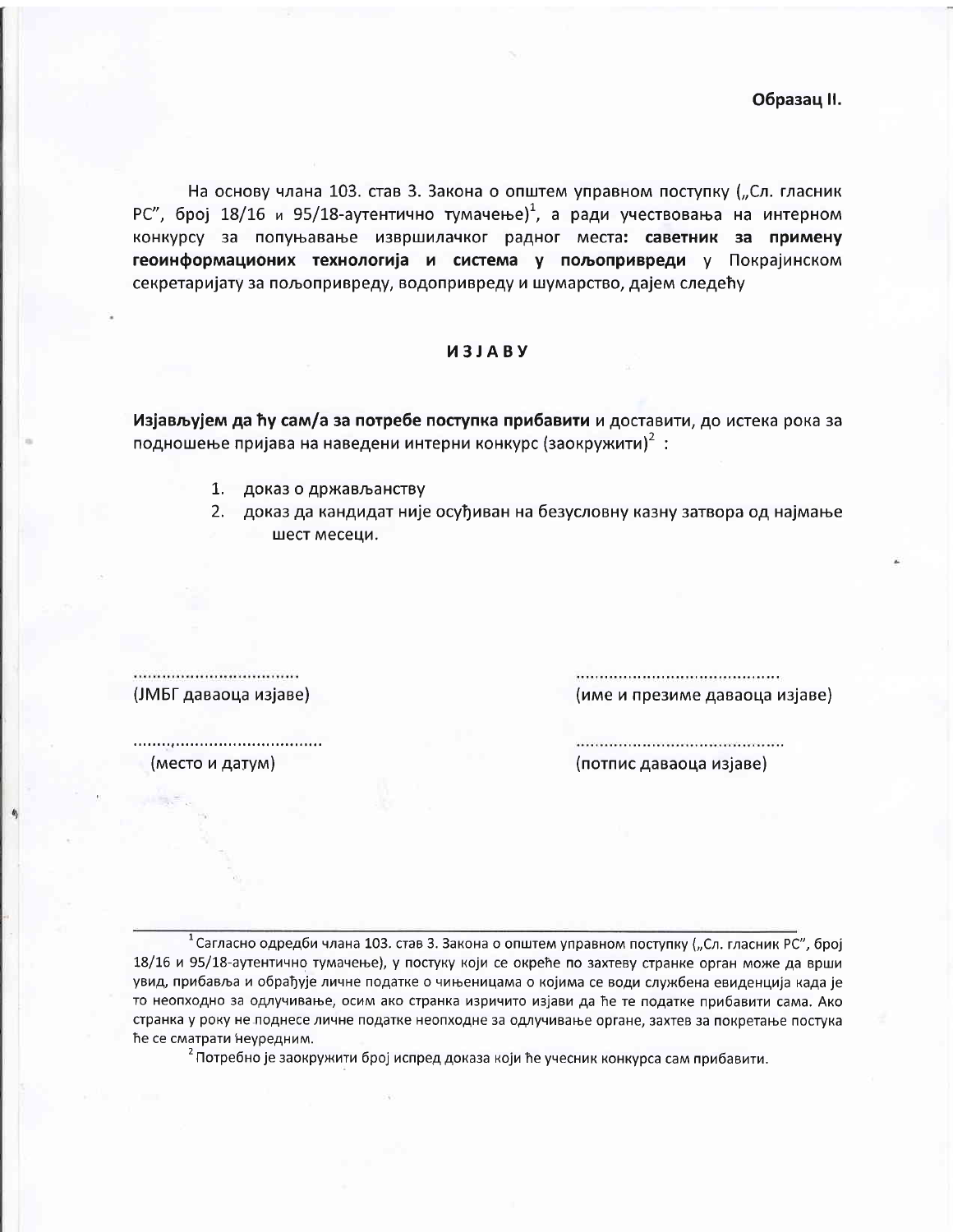**Образац II.**

На основу члана 103. став 3. Закона о општем управном поступку („Сл. гласник РС", број 18/16 и 95/18-аутентично тумачење)[1], а ради учествовања на интерном конкурсу за попуњавање извршилачког радног места: **саветник за примену геоинформационих технологија и система у пољопривреди** у Покрајинском секретаријату за пољопривреду, водопривреду и шумарство, дајем следећу

## **И З Ј А В У**

**Изјављујем да ћу сам/а за потребе поступка прибавити** и доставити, до истека рока за подношење пријава на наведени интерни конкурс (заокружити)[2] :

1. доказ о држављанству
2. доказ да кандидат није осуђиван на безусловну казну затвора од најмање шест месеци.

| | |
|---|---|
| ................................ | ........................................ |
| (ЈМБГ даваоца изјаве) | (име и презиме даваоца изјаве) |
| ....................................... | ........................................ |
| (место и датум) | (потпис даваоца изјаве) |

---

[1] Сагласно одредби члана 103. став 3. Закона о општем управном поступку („Сл. гласник РС", број 18/16 и 95/18-аутентично тумачење), у постуку који се окреће по захтеву странке орган може да врши увид, прибавља и обрађује личне податке о чињеницама о којима се води службена евиденција када је то неопходно за одлучивање, осим ако странка изричито изјави да ће те податке прибавити сама. Ако странка у року не поднесе личне податке неопходне за одлучивање органе, захтев за покретање постука ће се сматрати неуредним.

[2] Потребно је заокружити број испред доказа који ће учесник конкурса сам прибавити.